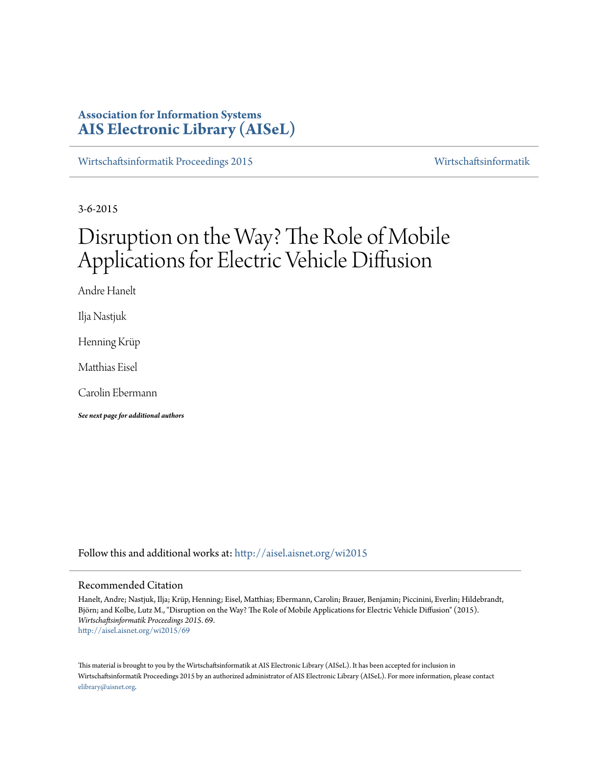**Association for Information Systems**
**AIS Electronic Library (AISeL)**

Wirtschaftsinformatik Proceedings 2015 | Wirtschaftsinformatik

3-6-2015

# Disruption on the Way? The Role of Mobile Applications for Electric Vehicle Diffusion

Andre Hanelt

Ilja Nastjuk

Henning Krüp

Matthias Eisel

Carolin Ebermann

***See next page for additional authors***

Follow this and additional works at: http://aisel.aisnet.org/wi2015

## Recommended Citation

Hanelt, Andre; Nastjuk, Ilja; Krüp, Henning; Eisel, Matthias; Ebermann, Carolin; Brauer, Benjamin; Piccinini, Everlin; Hildebrandt, Björn; and Kolbe, Lutz M., "Disruption on the Way? The Role of Mobile Applications for Electric Vehicle Diffusion" (2015). *Wirtschaftsinformatik Proceedings 2015*. 69.
http://aisel.aisnet.org/wi2015/69

This material is brought to you by the Wirtschaftsinformatik at AIS Electronic Library (AISeL). It has been accepted for inclusion in Wirtschaftsinformatik Proceedings 2015 by an authorized administrator of AIS Electronic Library (AISeL). For more information, please contact elibrary@aisnet.org.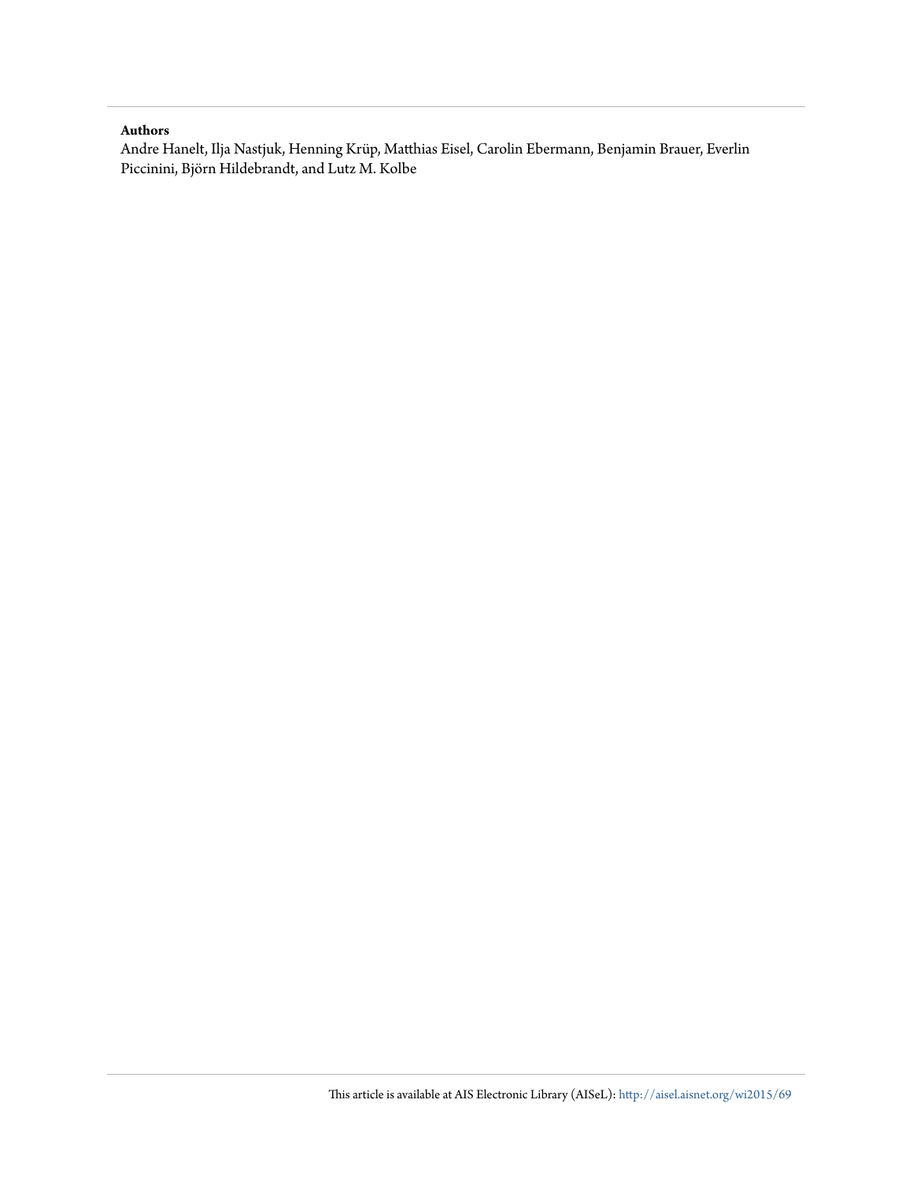**Authors**

Andre Hanelt, Ilja Nastjuk, Henning Krüp, Matthias Eisel, Carolin Ebermann, Benjamin Brauer, Everlin Piccinini, Björn Hildebrandt, and Lutz M. Kolbe

This article is available at AIS Electronic Library (AISeL): http://aisel.aisnet.org/wi2015/69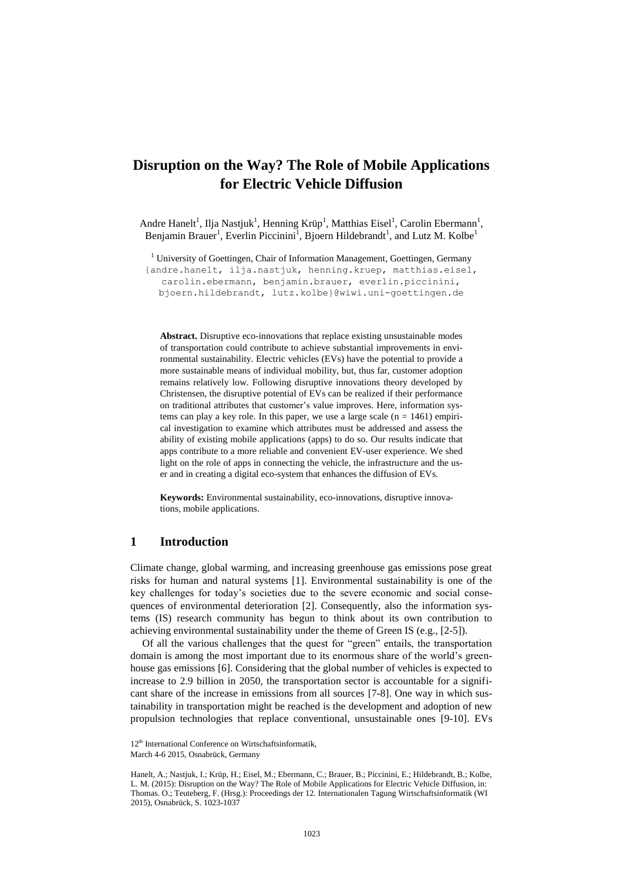# Disruption on the Way? The Role of Mobile Applications for Electric Vehicle Diffusion

Andre Hanelt[1], Ilja Nastjuk[1], Henning Krüp[1], Matthias Eisel[1], Carolin Ebermann[1], Benjamin Brauer[1], Everlin Piccinini[1], Bjoern Hildebrandt[1], and Lutz M. Kolbe[1]

[1] University of Goettingen, Chair of Information Management, Goettingen, Germany
{andre.hanelt, ilja.nastjuk, henning.kruep, matthias.eisel, carolin.ebermann, benjamin.brauer, everlin.piccinini, bjoern.hildebrandt, lutz.kolbe}@wiwi.uni-goettingen.de

**Abstract.** Disruptive eco-innovations that replace existing unsustainable modes of transportation could contribute to achieve substantial improvements in environmental sustainability. Electric vehicles (EVs) have the potential to provide a more sustainable means of individual mobility, but, thus far, customer adoption remains relatively low. Following disruptive innovations theory developed by Christensen, the disruptive potential of EVs can be realized if their performance on traditional attributes that customer's value improves. Here, information systems can play a key role. In this paper, we use a large scale ($n = 1461$) empirical investigation to examine which attributes must be addressed and assess the ability of existing mobile applications (apps) to do so. Our results indicate that apps contribute to a more reliable and convenient EV-user experience. We shed light on the role of apps in connecting the vehicle, the infrastructure and the user and in creating a digital eco-system that enhances the diffusion of EVs.

**Keywords:** Environmental sustainability, eco-innovations, disruptive innovations, mobile applications.

## 1 Introduction

Climate change, global warming, and increasing greenhouse gas emissions pose great risks for human and natural systems [1]. Environmental sustainability is one of the key challenges for today's societies due to the severe economic and social consequences of environmental deterioration [2]. Consequently, also the information systems (IS) research community has begun to think about its own contribution to achieving environmental sustainability under the theme of Green IS (e.g., [2-5]).

Of all the various challenges that the quest for "green" entails, the transportation domain is among the most important due to its enormous share of the world's greenhouse gas emissions [6]. Considering that the global number of vehicles is expected to increase to 2.9 billion in 2050, the transportation sector is accountable for a significant share of the increase in emissions from all sources [7-8]. One way in which sustainability in transportation might be reached is the development and adoption of new propulsion technologies that replace conventional, unsustainable ones [9-10]. EVs

12th International Conference on Wirtschaftsinformatik,
March 4-6 2015, Osnabrück, Germany

Hanelt, A.; Nastjuk, I.; Krüp, H.; Eisel, M.; Ebermann, C.; Brauer, B.; Piccinini, E.; Hildebrandt, B.; Kolbe, L. M. (2015): Disruption on the Way? The Role of Mobile Applications for Electric Vehicle Diffusion, in: Thomas. O.; Teuteberg, F. (Hrsg.): Proceedings der 12. Internationalen Tagung Wirtschaftsinformatik (WI 2015), Osnabrück, S. 1023-1037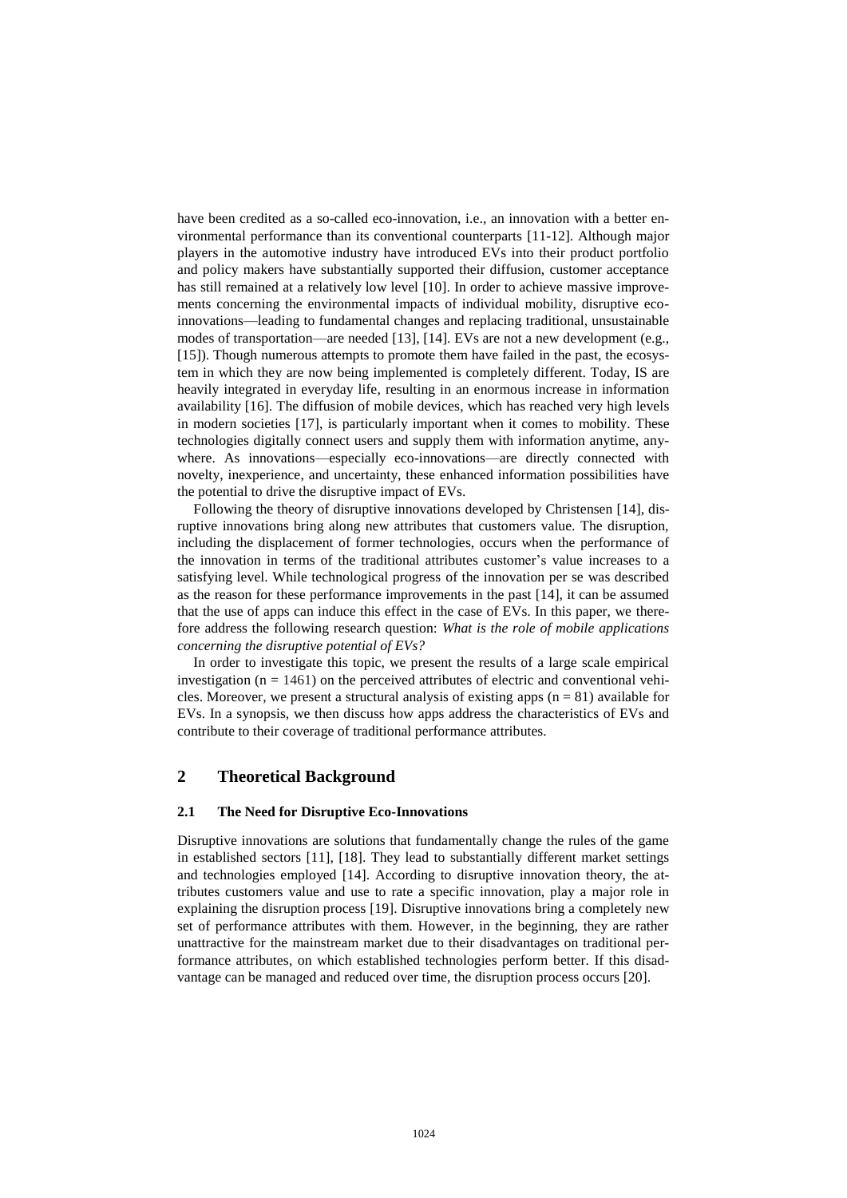have been credited as a so-called eco-innovation, i.e., an innovation with a better environmental performance than its conventional counterparts [11-12]. Although major players in the automotive industry have introduced EVs into their product portfolio and policy makers have substantially supported their diffusion, customer acceptance has still remained at a relatively low level [10]. In order to achieve massive improvements concerning the environmental impacts of individual mobility, disruptive eco-innovations—leading to fundamental changes and replacing traditional, unsustainable modes of transportation—are needed [13], [14]. EVs are not a new development (e.g., [15]). Though numerous attempts to promote them have failed in the past, the ecosystem in which they are now being implemented is completely different. Today, IS are heavily integrated in everyday life, resulting in an enormous increase in information availability [16]. The diffusion of mobile devices, which has reached very high levels in modern societies [17], is particularly important when it comes to mobility. These technologies digitally connect users and supply them with information anytime, anywhere. As innovations—especially eco-innovations—are directly connected with novelty, inexperience, and uncertainty, these enhanced information possibilities have the potential to drive the disruptive impact of EVs.

Following the theory of disruptive innovations developed by Christensen [14], disruptive innovations bring along new attributes that customers value. The disruption, including the displacement of former technologies, occurs when the performance of the innovation in terms of the traditional attributes customer's value increases to a satisfying level. While technological progress of the innovation per se was described as the reason for these performance improvements in the past [14], it can be assumed that the use of apps can induce this effect in the case of EVs. In this paper, we therefore address the following research question: *What is the role of mobile applications concerning the disruptive potential of EVs?*

In order to investigate this topic, we present the results of a large scale empirical investigation ($n = 1461$) on the perceived attributes of electric and conventional vehicles. Moreover, we present a structural analysis of existing apps ($n = 81$) available for EVs. In a synopsis, we then discuss how apps address the characteristics of EVs and contribute to their coverage of traditional performance attributes.

## 2 Theoretical Background

### 2.1 The Need for Disruptive Eco-Innovations

Disruptive innovations are solutions that fundamentally change the rules of the game in established sectors [11], [18]. They lead to substantially different market settings and technologies employed [14]. According to disruptive innovation theory, the attributes customers value and use to rate a specific innovation, play a major role in explaining the disruption process [19]. Disruptive innovations bring a completely new set of performance attributes with them. However, in the beginning, they are rather unattractive for the mainstream market due to their disadvantages on traditional performance attributes, on which established technologies perform better. If this disadvantage can be managed and reduced over time, the disruption process occurs [20].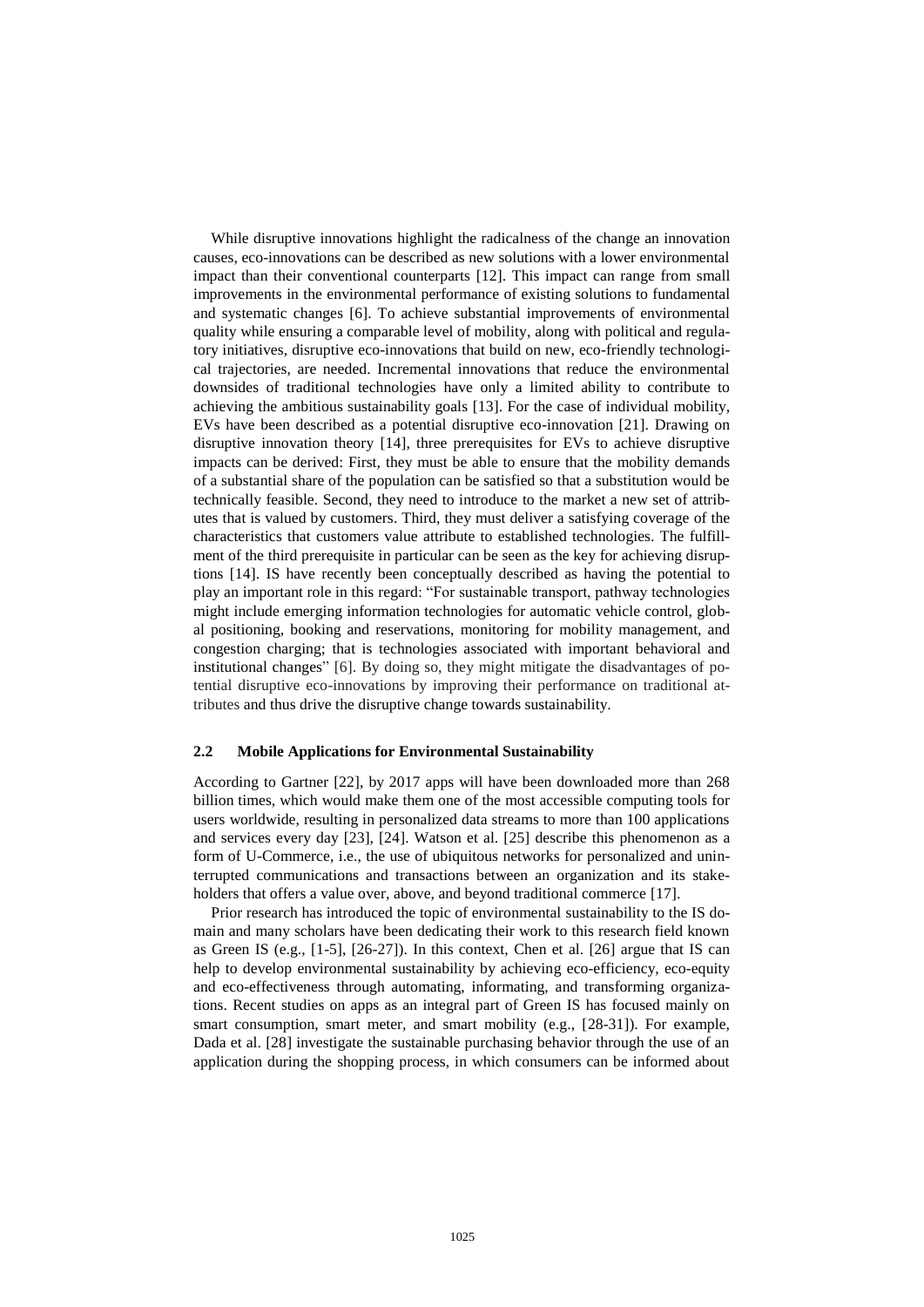While disruptive innovations highlight the radicalness of the change an innovation causes, eco-innovations can be described as new solutions with a lower environmental impact than their conventional counterparts [12]. This impact can range from small improvements in the environmental performance of existing solutions to fundamental and systematic changes [6]. To achieve substantial improvements of environmental quality while ensuring a comparable level of mobility, along with political and regulatory initiatives, disruptive eco-innovations that build on new, eco-friendly technological trajectories, are needed. Incremental innovations that reduce the environmental downsides of traditional technologies have only a limited ability to contribute to achieving the ambitious sustainability goals [13]. For the case of individual mobility, EVs have been described as a potential disruptive eco-innovation [21]. Drawing on disruptive innovation theory [14], three prerequisites for EVs to achieve disruptive impacts can be derived: First, they must be able to ensure that the mobility demands of a substantial share of the population can be satisfied so that a substitution would be technically feasible. Second, they need to introduce to the market a new set of attributes that is valued by customers. Third, they must deliver a satisfying coverage of the characteristics that customers value attribute to established technologies. The fulfillment of the third prerequisite in particular can be seen as the key for achieving disruptions [14]. IS have recently been conceptually described as having the potential to play an important role in this regard: "For sustainable transport, pathway technologies might include emerging information technologies for automatic vehicle control, global positioning, booking and reservations, monitoring for mobility management, and congestion charging; that is technologies associated with important behavioral and institutional changes" [6]. By doing so, they might mitigate the disadvantages of potential disruptive eco-innovations by improving their performance on traditional attributes and thus drive the disruptive change towards sustainability.

### 2.2 Mobile Applications for Environmental Sustainability

According to Gartner [22], by 2017 apps will have been downloaded more than 268 billion times, which would make them one of the most accessible computing tools for users worldwide, resulting in personalized data streams to more than 100 applications and services every day [23], [24]. Watson et al. [25] describe this phenomenon as a form of U-Commerce, i.e., the use of ubiquitous networks for personalized and uninterrupted communications and transactions between an organization and its stakeholders that offers a value over, above, and beyond traditional commerce [17].

Prior research has introduced the topic of environmental sustainability to the IS domain and many scholars have been dedicating their work to this research field known as Green IS (e.g., [1-5], [26-27]). In this context, Chen et al. [26] argue that IS can help to develop environmental sustainability by achieving eco-efficiency, eco-equity and eco-effectiveness through automating, informating, and transforming organizations. Recent studies on apps as an integral part of Green IS has focused mainly on smart consumption, smart meter, and smart mobility (e.g., [28-31]). For example, Dada et al. [28] investigate the sustainable purchasing behavior through the use of an application during the shopping process, in which consumers can be informed about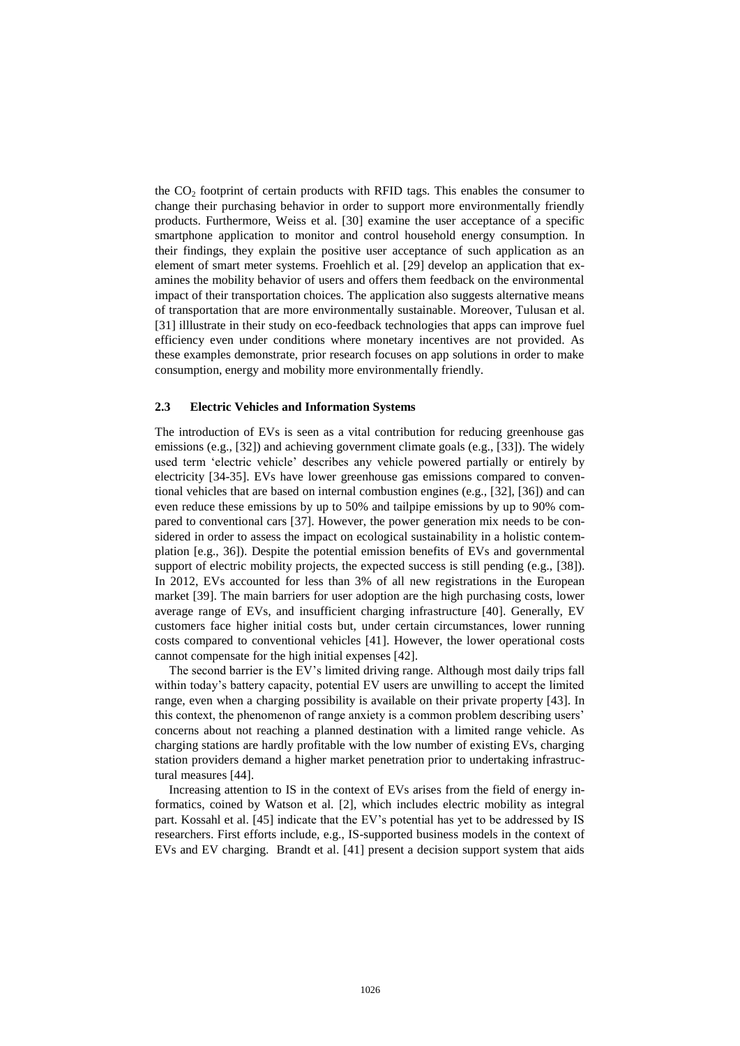the $CO_2$ footprint of certain products with RFID tags. This enables the consumer to change their purchasing behavior in order to support more environmentally friendly products. Furthermore, Weiss et al. [30] examine the user acceptance of a specific smartphone application to monitor and control household energy consumption. In their findings, they explain the positive user acceptance of such application as an element of smart meter systems. Froehlich et al. [29] develop an application that examines the mobility behavior of users and offers them feedback on the environmental impact of their transportation choices. The application also suggests alternative means of transportation that are more environmentally sustainable. Moreover, Tulusan et al. [31] illlustrate in their study on eco-feedback technologies that apps can improve fuel efficiency even under conditions where monetary incentives are not provided. As these examples demonstrate, prior research focuses on app solutions in order to make consumption, energy and mobility more environmentally friendly.

### 2.3 Electric Vehicles and Information Systems

The introduction of EVs is seen as a vital contribution for reducing greenhouse gas emissions (e.g., [32]) and achieving government climate goals (e.g., [33]). The widely used term 'electric vehicle' describes any vehicle powered partially or entirely by electricity [34-35]. EVs have lower greenhouse gas emissions compared to conventional vehicles that are based on internal combustion engines (e.g., [32], [36]) and can even reduce these emissions by up to 50% and tailpipe emissions by up to 90% compared to conventional cars [37]. However, the power generation mix needs to be considered in order to assess the impact on ecological sustainability in a holistic contemplation [e.g., 36]). Despite the potential emission benefits of EVs and governmental support of electric mobility projects, the expected success is still pending (e.g., [38]). In 2012, EVs accounted for less than 3% of all new registrations in the European market [39]. The main barriers for user adoption are the high purchasing costs, lower average range of EVs, and insufficient charging infrastructure [40]. Generally, EV customers face higher initial costs but, under certain circumstances, lower running costs compared to conventional vehicles [41]. However, the lower operational costs cannot compensate for the high initial expenses [42].

The second barrier is the EV's limited driving range. Although most daily trips fall within today's battery capacity, potential EV users are unwilling to accept the limited range, even when a charging possibility is available on their private property [43]. In this context, the phenomenon of range anxiety is a common problem describing users' concerns about not reaching a planned destination with a limited range vehicle. As charging stations are hardly profitable with the low number of existing EVs, charging station providers demand a higher market penetration prior to undertaking infrastructural measures [44].

Increasing attention to IS in the context of EVs arises from the field of energy informatics, coined by Watson et al. [2], which includes electric mobility as integral part. Kossahl et al. [45] indicate that the EV's potential has yet to be addressed by IS researchers. First efforts include, e.g., IS-supported business models in the context of EVs and EV charging. Brandt et al. [41] present a decision support system that aids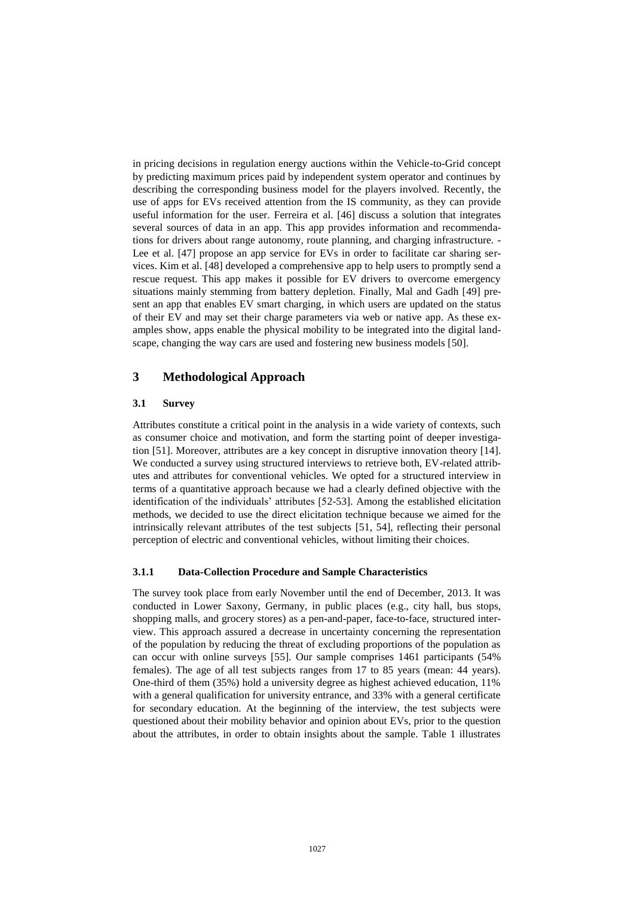in pricing decisions in regulation energy auctions within the Vehicle-to-Grid concept by predicting maximum prices paid by independent system operator and continues by describing the corresponding business model for the players involved. Recently, the use of apps for EVs received attention from the IS community, as they can provide useful information for the user. Ferreira et al. [46] discuss a solution that integrates several sources of data in an app. This app provides information and recommendations for drivers about range autonomy, route planning, and charging infrastructure. - Lee et al. [47] propose an app service for EVs in order to facilitate car sharing services. Kim et al. [48] developed a comprehensive app to help users to promptly send a rescue request. This app makes it possible for EV drivers to overcome emergency situations mainly stemming from battery depletion. Finally, Mal and Gadh [49] present an app that enables EV smart charging, in which users are updated on the status of their EV and may set their charge parameters via web or native app. As these examples show, apps enable the physical mobility to be integrated into the digital landscape, changing the way cars are used and fostering new business models [50].

# 3 Methodological Approach

## 3.1 Survey

Attributes constitute a critical point in the analysis in a wide variety of contexts, such as consumer choice and motivation, and form the starting point of deeper investigation [51]. Moreover, attributes are a key concept in disruptive innovation theory [14]. We conducted a survey using structured interviews to retrieve both, EV-related attributes and attributes for conventional vehicles. We opted for a structured interview in terms of a quantitative approach because we had a clearly defined objective with the identification of the individuals' attributes [52-53]. Among the established elicitation methods, we decided to use the direct elicitation technique because we aimed for the intrinsically relevant attributes of the test subjects [51, 54], reflecting their personal perception of electric and conventional vehicles, without limiting their choices.

### 3.1.1 Data-Collection Procedure and Sample Characteristics

The survey took place from early November until the end of December, 2013. It was conducted in Lower Saxony, Germany, in public places (e.g., city hall, bus stops, shopping malls, and grocery stores) as a pen-and-paper, face-to-face, structured interview. This approach assured a decrease in uncertainty concerning the representation of the population by reducing the threat of excluding proportions of the population as can occur with online surveys [55]. Our sample comprises 1461 participants (54% females). The age of all test subjects ranges from 17 to 85 years (mean: 44 years). One-third of them (35%) hold a university degree as highest achieved education, 11% with a general qualification for university entrance, and 33% with a general certificate for secondary education. At the beginning of the interview, the test subjects were questioned about their mobility behavior and opinion about EVs, prior to the question about the attributes, in order to obtain insights about the sample. Table 1 illustrates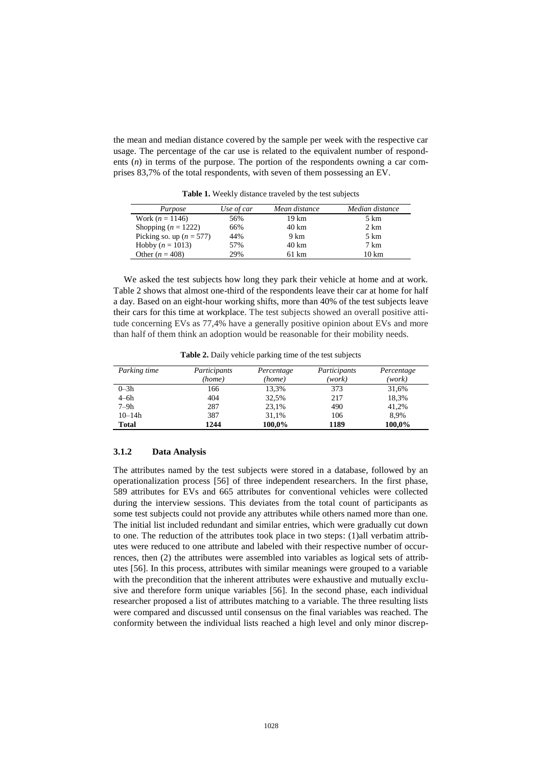the mean and median distance covered by the sample per week with the respective car usage. The percentage of the car use is related to the equivalent number of respondents ($n$) in terms of the purpose. The portion of the respondents owning a car comprises 83,7% of the total respondents, with seven of them possessing an EV.

**Table 1.** Weekly distance traveled by the test subjects

| *Purpose* | *Use of car* | *Mean distance* | *Median distance* |
|---|---|---|---|
| Work ($n$ = 1146) | 56% | 19 km | 5 km |
| Shopping ($n$ = 1222) | 66% | 40 km | 2 km |
| Picking so. up ($n$ = 577) | 44% | 9 km | 5 km |
| Hobby ($n$ = 1013) | 57% | 40 km | 7 km |
| Other ($n$ = 408) | 29% | 61 km | 10 km |

We asked the test subjects how long they park their vehicle at home and at work. Table 2 shows that almost one-third of the respondents leave their car at home for half a day. Based on an eight-hour working shifts, more than 40% of the test subjects leave their cars for this time at workplace. The test subjects showed an overall positive attitude concerning EVs as 77,4% have a generally positive opinion about EVs and more than half of them think an adoption would be reasonable for their mobility needs.

**Table 2.** Daily vehicle parking time of the test subjects

| *Parking time* | *Participants (home)* | *Percentage (home)* | *Participants (work)* | *Percentage (work)* |
|---|---|---|---|---|
| 0–3h | 166 | 13,3% | 373 | 31,6% |
| 4–6h | 404 | 32,5% | 217 | 18,3% |
| 7–9h | 287 | 23,1% | 490 | 41,2% |
| 10–14h | 387 | 31,1% | 106 | 8,9% |
| **Total** | **1244** | **100,0%** | **1189** | **100,0%** |

### 3.1.2 Data Analysis

The attributes named by the test subjects were stored in a database, followed by an operationalization process [56] of three independent researchers. In the first phase, 589 attributes for EVs and 665 attributes for conventional vehicles were collected during the interview sessions. This deviates from the total count of participants as some test subjects could not provide any attributes while others named more than one. The initial list included redundant and similar entries, which were gradually cut down to one. The reduction of the attributes took place in two steps: (1)all verbatim attributes were reduced to one attribute and labeled with their respective number of occurrences, then (2) the attributes were assembled into variables as logical sets of attributes [56]. In this process, attributes with similar meanings were grouped to a variable with the precondition that the inherent attributes were exhaustive and mutually exclusive and therefore form unique variables [56]. In the second phase, each individual researcher proposed a list of attributes matching to a variable. The three resulting lists were compared and discussed until consensus on the final variables was reached. The conformity between the individual lists reached a high level and only minor discrep-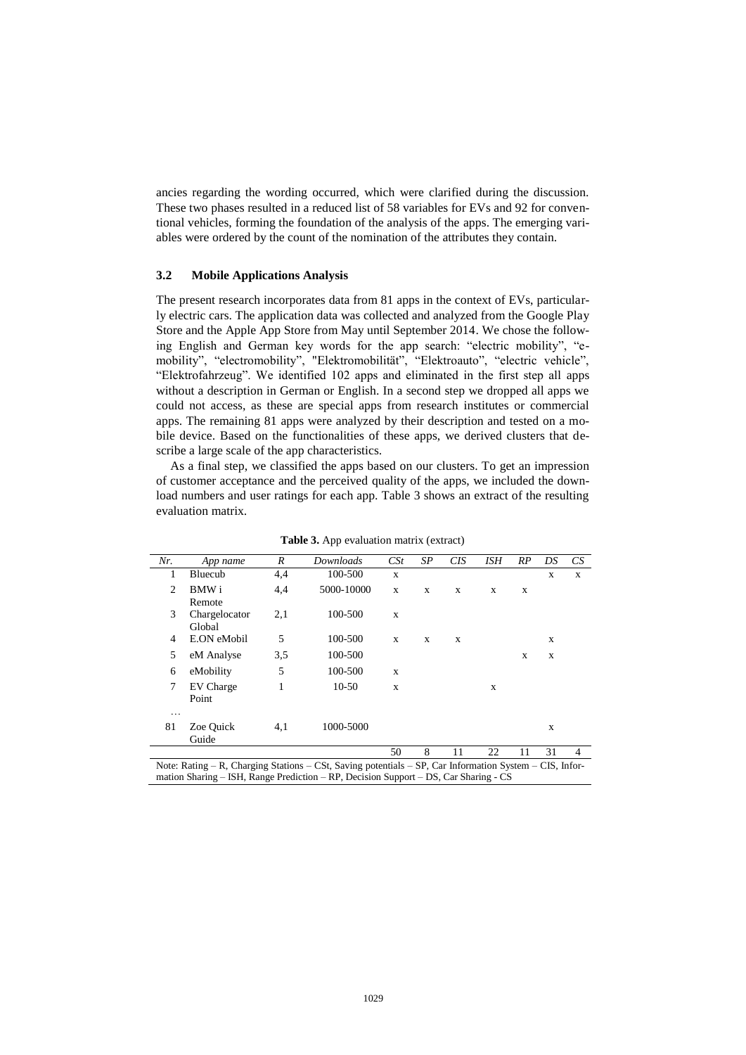ancies regarding the wording occurred, which were clarified during the discussion. These two phases resulted in a reduced list of 58 variables for EVs and 92 for conventional vehicles, forming the foundation of the analysis of the apps. The emerging variables were ordered by the count of the nomination of the attributes they contain.

### 3.2 Mobile Applications Analysis

The present research incorporates data from 81 apps in the context of EVs, particularly electric cars. The application data was collected and analyzed from the Google Play Store and the Apple App Store from May until September 2014. We chose the following English and German key words for the app search: "electric mobility", "e-mobility", "electromobility", "Elektromobilität", "Elektroauto", "electric vehicle", "Elektrofahrzeug". We identified 102 apps and eliminated in the first step all apps without a description in German or English. In a second step we dropped all apps we could not access, as these are special apps from research institutes or commercial apps. The remaining 81 apps were analyzed by their description and tested on a mobile device. Based on the functionalities of these apps, we derived clusters that describe a large scale of the app characteristics.

As a final step, we classified the apps based on our clusters. To get an impression of customer acceptance and the perceived quality of the apps, we included the download numbers and user ratings for each app. Table 3 shows an extract of the resulting evaluation matrix.

**Table 3.** App evaluation matrix (extract)

| *Nr.* | *App name* | *R* | *Downloads* | *CSt* | *SP* | *CIS* | *ISH* | *RP* | *DS* | *CS* |
|---|---|---|---|---|---|---|---|---|---|---|
| 1 | Bluecub | 4,4 | 100-500 | x | | | | | x | x |
| 2 | BMW i Remote | 4,4 | 5000-10000 | x | x | x | x | x | | |
| 3 | Chargelocator Global | 2,1 | 100-500 | x | | | | | | |
| 4 | E.ON eMobil | 5 | 100-500 | x | x | x | | | x | |
| 5 | eM Analyse | 3,5 | 100-500 | | | | | x | x | |
| 6 | eMobility | 5 | 100-500 | x | | | | | | |
| 7 | EV Charge Point | 1 | 10-50 | x | | | x | | | |
| … | | | | | | | | | | |
| 81 | Zoe Quick Guide | 4,1 | 1000-5000 | | | | | | x | |
| | | | | 50 | 8 | 11 | 22 | 11 | 31 | 4 |

Note: Rating – R, Charging Stations – CSt, Saving potentials – SP, Car Information System – CIS, Information Sharing – ISH, Range Prediction – RP, Decision Support – DS, Car Sharing - CS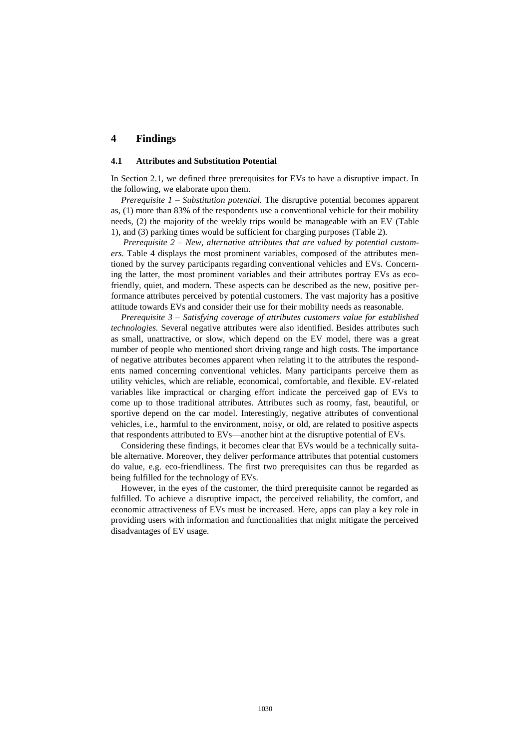# 4 Findings

## 4.1 Attributes and Substitution Potential

In Section 2.1, we defined three prerequisites for EVs to have a disruptive impact. In the following, we elaborate upon them.

*Prerequisite 1 – Substitution potential.* The disruptive potential becomes apparent as, (1) more than 83% of the respondents use a conventional vehicle for their mobility needs, (2) the majority of the weekly trips would be manageable with an EV (Table 1), and (3) parking times would be sufficient for charging purposes (Table 2).

*Prerequisite 2 – New, alternative attributes that are valued by potential customers.* Table 4 displays the most prominent variables, composed of the attributes mentioned by the survey participants regarding conventional vehicles and EVs. Concerning the latter, the most prominent variables and their attributes portray EVs as eco-friendly, quiet, and modern. These aspects can be described as the new, positive performance attributes perceived by potential customers. The vast majority has a positive attitude towards EVs and consider their use for their mobility needs as reasonable.

*Prerequisite 3 – Satisfying coverage of attributes customers value for established technologies.* Several negative attributes were also identified. Besides attributes such as small, unattractive, or slow, which depend on the EV model, there was a great number of people who mentioned short driving range and high costs. The importance of negative attributes becomes apparent when relating it to the attributes the respondents named concerning conventional vehicles. Many participants perceive them as utility vehicles, which are reliable, economical, comfortable, and flexible. EV-related variables like impractical or charging effort indicate the perceived gap of EVs to come up to those traditional attributes. Attributes such as roomy, fast, beautiful, or sportive depend on the car model. Interestingly, negative attributes of conventional vehicles, i.e., harmful to the environment, noisy, or old, are related to positive aspects that respondents attributed to EVs—another hint at the disruptive potential of EVs.

Considering these findings, it becomes clear that EVs would be a technically suitable alternative. Moreover, they deliver performance attributes that potential customers do value, e.g. eco-friendliness. The first two prerequisites can thus be regarded as being fulfilled for the technology of EVs.

However, in the eyes of the customer, the third prerequisite cannot be regarded as fulfilled. To achieve a disruptive impact, the perceived reliability, the comfort, and economic attractiveness of EVs must be increased. Here, apps can play a key role in providing users with information and functionalities that might mitigate the perceived disadvantages of EV usage.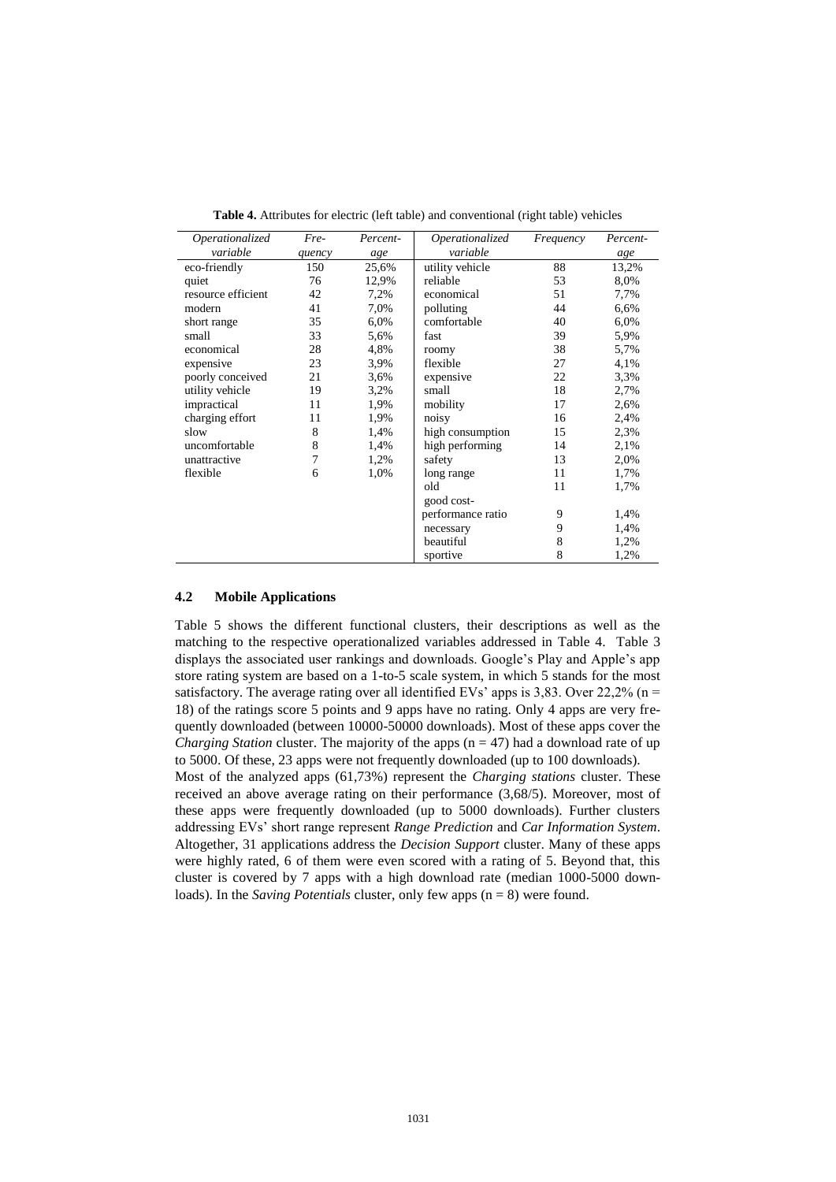**Table 4.** Attributes for electric (left table) and conventional (right table) vehicles

| *Operationalized variable* | *Fre-quency* | *Percent-age* | *Operationalized variable* | *Frequency* | *Percent-age* |
|---|---|---|---|---|---|
| eco-friendly | 150 | 25,6% | utility vehicle | 88 | 13,2% |
| quiet | 76 | 12,9% | reliable | 53 | 8,0% |
| resource efficient | 42 | 7,2% | economical | 51 | 7,7% |
| modern | 41 | 7,0% | polluting | 44 | 6,6% |
| short range | 35 | 6,0% | comfortable | 40 | 6,0% |
| small | 33 | 5,6% | fast | 39 | 5,9% |
| economical | 28 | 4,8% | roomy | 38 | 5,7% |
| expensive | 23 | 3,9% | flexible | 27 | 4,1% |
| poorly conceived | 21 | 3,6% | expensive | 22 | 3,3% |
| utility vehicle | 19 | 3,2% | small | 18 | 2,7% |
| impractical | 11 | 1,9% | mobility | 17 | 2,6% |
| charging effort | 11 | 1,9% | noisy | 16 | 2,4% |
| slow | 8 | 1,4% | high consumption | 15 | 2,3% |
| uncomfortable | 8 | 1,4% | high performing | 14 | 2,1% |
| unattractive | 7 | 1,2% | safety | 13 | 2,0% |
| flexible | 6 | 1,0% | long range | 11 | 1,7% |
| | | | old | 11 | 1,7% |
| | | | good cost-performance ratio | 9 | 1,4% |
| | | | necessary | 9 | 1,4% |
| | | | beautiful | 8 | 1,2% |
| | | | sportive | 8 | 1,2% |

### 4.2 Mobile Applications

Table 5 shows the different functional clusters, their descriptions as well as the matching to the respective operationalized variables addressed in Table 4. Table 3 displays the associated user rankings and downloads. Google's Play and Apple's app store rating system are based on a 1-to-5 scale system, in which 5 stands for the most satisfactory. The average rating over all identified EVs' apps is 3,83. Over 22,2% (n = 18) of the ratings score 5 points and 9 apps have no rating. Only 4 apps are very frequently downloaded (between 10000-50000 downloads). Most of these apps cover the *Charging Station* cluster. The majority of the apps (n = 47) had a download rate of up to 5000. Of these, 23 apps were not frequently downloaded (up to 100 downloads).

Most of the analyzed apps (61,73%) represent the *Charging stations* cluster. These received an above average rating on their performance (3,68/5). Moreover, most of these apps were frequently downloaded (up to 5000 downloads). Further clusters addressing EVs' short range represent *Range Prediction* and *Car Information System*. Altogether, 31 applications address the *Decision Support* cluster. Many of these apps were highly rated, 6 of them were even scored with a rating of 5. Beyond that, this cluster is covered by 7 apps with a high download rate (median 1000-5000 downloads). In the *Saving Potentials* cluster, only few apps (n = 8) were found.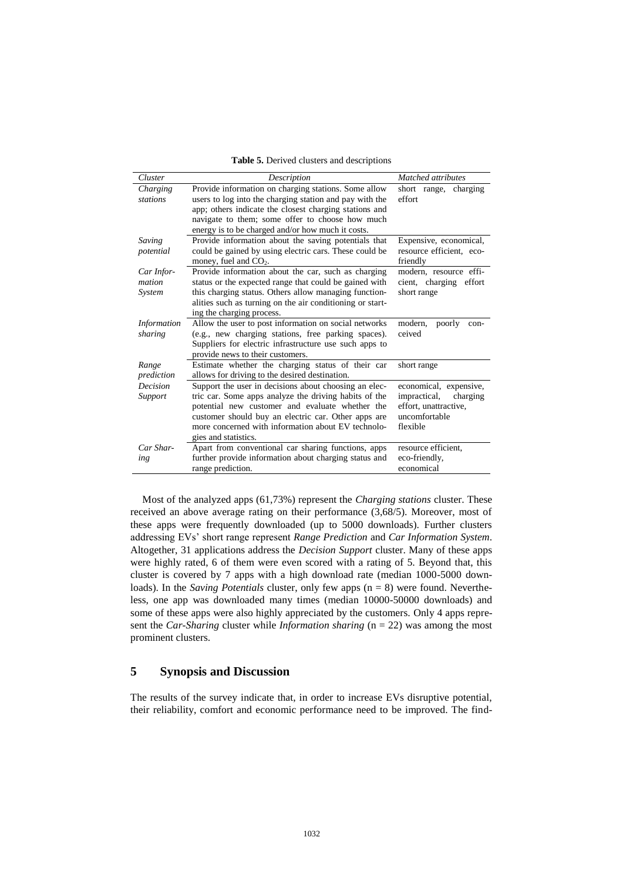**Table 5.** Derived clusters and descriptions

| *Cluster* | *Description* | *Matched attributes* |
|---|---|---|
| *Charging stations* | Provide information on charging stations. Some allow users to log into the charging station and pay with the app; others indicate the closest charging stations and navigate to them; some offer to choose how much energy is to be charged and/or how much it costs. | short range, charging effort |
| *Saving potential* | Provide information about the saving potentials that could be gained by using electric cars. These could be money, fuel and $CO_2$. | Expensive, economical, resource efficient, eco-friendly |
| *Car Information System* | Provide information about the car, such as charging status or the expected range that could be gained with this charging status. Others allow managing functionalities such as turning on the air conditioning or starting the charging process. | modern, resource efficient, charging effort short range |
| *Information sharing* | Allow the user to post information on social networks (e.g., new charging stations, free parking spaces). Suppliers for electric infrastructure use such apps to provide news to their customers. | modern, poorly conceived |
| *Range prediction* | Estimate whether the charging status of their car allows for driving to the desired destination. | short range |
| *Decision Support* | Support the user in decisions about choosing an electric car. Some apps analyze the driving habits of the potential new customer and evaluate whether the customer should buy an electric car. Other apps are more concerned with information about EV technologies and statistics. | economical, expensive, impractical, charging effort, unattractive, uncomfortable flexible |
| *Car Sharing* | Apart from conventional car sharing functions, apps further provide information about charging status and range prediction. | resource efficient, eco-friendly, economical |

Most of the analyzed apps (61,73%) represent the *Charging stations* cluster. These received an above average rating on their performance (3,68/5). Moreover, most of these apps were frequently downloaded (up to 5000 downloads). Further clusters addressing EVs' short range represent *Range Prediction* and *Car Information System*. Altogether, 31 applications address the *Decision Support* cluster. Many of these apps were highly rated, 6 of them were even scored with a rating of 5. Beyond that, this cluster is covered by 7 apps with a high download rate (median 1000-5000 downloads). In the *Saving Potentials* cluster, only few apps ($n = 8$) were found. Nevertheless, one app was downloaded many times (median 10000-50000 downloads) and some of these apps were also highly appreciated by the customers. Only 4 apps represent the *Car-Sharing* cluster while *Information sharing* ($n = 22$) was among the most prominent clusters.

## 5 Synopsis and Discussion

The results of the survey indicate that, in order to increase EVs disruptive potential, their reliability, comfort and economic performance need to be improved. The find-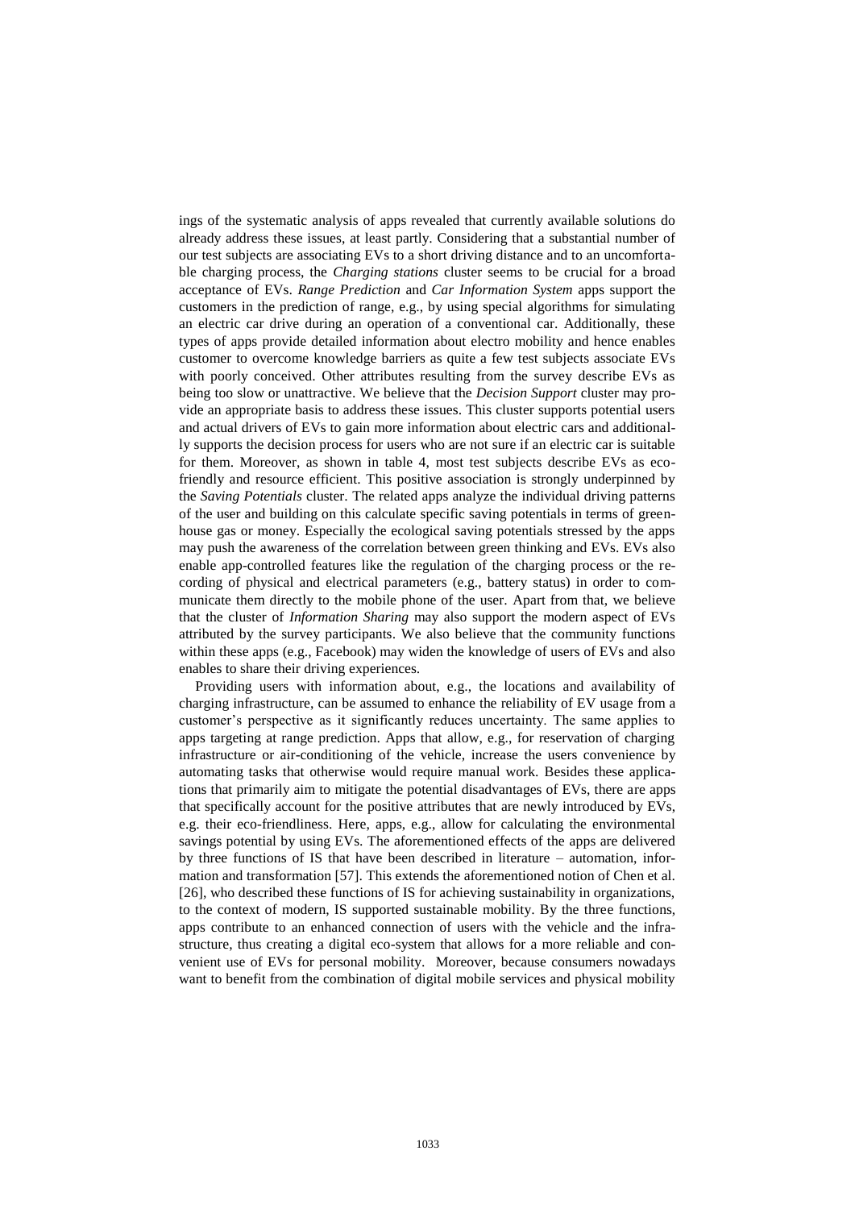ings of the systematic analysis of apps revealed that currently available solutions do already address these issues, at least partly. Considering that a substantial number of our test subjects are associating EVs to a short driving distance and to an uncomfortable charging process, the *Charging stations* cluster seems to be crucial for a broad acceptance of EVs. *Range Prediction* and *Car Information System* apps support the customers in the prediction of range, e.g., by using special algorithms for simulating an electric car drive during an operation of a conventional car. Additionally, these types of apps provide detailed information about electro mobility and hence enables customer to overcome knowledge barriers as quite a few test subjects associate EVs with poorly conceived. Other attributes resulting from the survey describe EVs as being too slow or unattractive. We believe that the *Decision Support* cluster may provide an appropriate basis to address these issues. This cluster supports potential users and actual drivers of EVs to gain more information about electric cars and additionally supports the decision process for users who are not sure if an electric car is suitable for them. Moreover, as shown in table 4, most test subjects describe EVs as eco-friendly and resource efficient. This positive association is strongly underpinned by the *Saving Potentials* cluster. The related apps analyze the individual driving patterns of the user and building on this calculate specific saving potentials in terms of greenhouse gas or money. Especially the ecological saving potentials stressed by the apps may push the awareness of the correlation between green thinking and EVs. EVs also enable app-controlled features like the regulation of the charging process or the recording of physical and electrical parameters (e.g., battery status) in order to communicate them directly to the mobile phone of the user. Apart from that, we believe that the cluster of *Information Sharing* may also support the modern aspect of EVs attributed by the survey participants. We also believe that the community functions within these apps (e.g., Facebook) may widen the knowledge of users of EVs and also enables to share their driving experiences.

Providing users with information about, e.g., the locations and availability of charging infrastructure, can be assumed to enhance the reliability of EV usage from a customer's perspective as it significantly reduces uncertainty. The same applies to apps targeting at range prediction. Apps that allow, e.g., for reservation of charging infrastructure or air-conditioning of the vehicle, increase the users convenience by automating tasks that otherwise would require manual work. Besides these applications that primarily aim to mitigate the potential disadvantages of EVs, there are apps that specifically account for the positive attributes that are newly introduced by EVs, e.g. their eco-friendliness. Here, apps, e.g., allow for calculating the environmental savings potential by using EVs. The aforementioned effects of the apps are delivered by three functions of IS that have been described in literature – automation, information and transformation [57]. This extends the aforementioned notion of Chen et al. [26], who described these functions of IS for achieving sustainability in organizations, to the context of modern, IS supported sustainable mobility. By the three functions, apps contribute to an enhanced connection of users with the vehicle and the infrastructure, thus creating a digital eco-system that allows for a more reliable and convenient use of EVs for personal mobility. Moreover, because consumers nowadays want to benefit from the combination of digital mobile services and physical mobility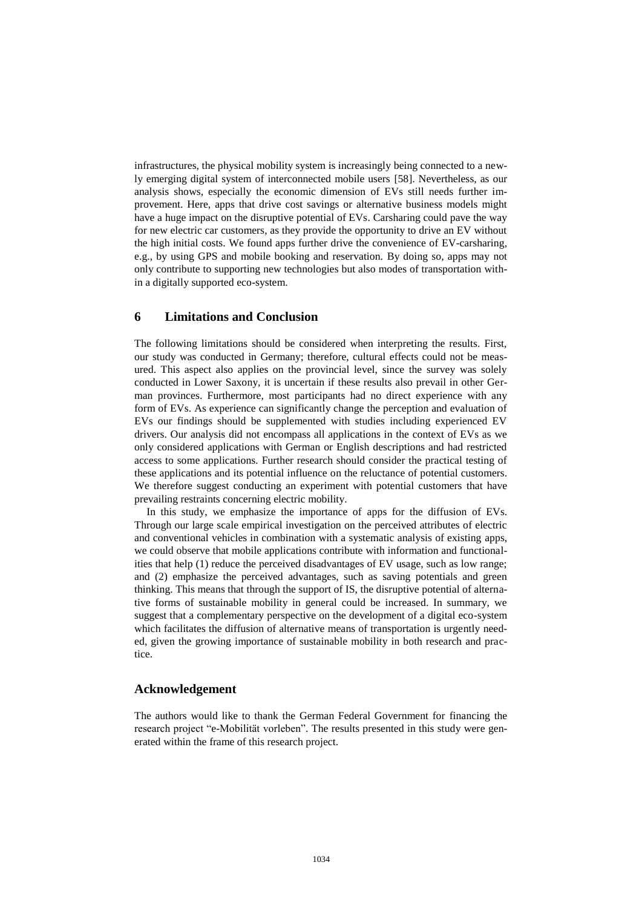infrastructures, the physical mobility system is increasingly being connected to a newly emerging digital system of interconnected mobile users [58]. Nevertheless, as our analysis shows, especially the economic dimension of EVs still needs further improvement. Here, apps that drive cost savings or alternative business models might have a huge impact on the disruptive potential of EVs. Carsharing could pave the way for new electric car customers, as they provide the opportunity to drive an EV without the high initial costs. We found apps further drive the convenience of EV-carsharing, e.g., by using GPS and mobile booking and reservation. By doing so, apps may not only contribute to supporting new technologies but also modes of transportation within a digitally supported eco-system.

## 6 Limitations and Conclusion

The following limitations should be considered when interpreting the results. First, our study was conducted in Germany; therefore, cultural effects could not be measured. This aspect also applies on the provincial level, since the survey was solely conducted in Lower Saxony, it is uncertain if these results also prevail in other German provinces. Furthermore, most participants had no direct experience with any form of EVs. As experience can significantly change the perception and evaluation of EVs our findings should be supplemented with studies including experienced EV drivers. Our analysis did not encompass all applications in the context of EVs as we only considered applications with German or English descriptions and had restricted access to some applications. Further research should consider the practical testing of these applications and its potential influence on the reluctance of potential customers. We therefore suggest conducting an experiment with potential customers that have prevailing restraints concerning electric mobility.

In this study, we emphasize the importance of apps for the diffusion of EVs. Through our large scale empirical investigation on the perceived attributes of electric and conventional vehicles in combination with a systematic analysis of existing apps, we could observe that mobile applications contribute with information and functionalities that help (1) reduce the perceived disadvantages of EV usage, such as low range; and (2) emphasize the perceived advantages, such as saving potentials and green thinking. This means that through the support of IS, the disruptive potential of alternative forms of sustainable mobility in general could be increased. In summary, we suggest that a complementary perspective on the development of a digital eco-system which facilitates the diffusion of alternative means of transportation is urgently needed, given the growing importance of sustainable mobility in both research and practice.

## Acknowledgement

The authors would like to thank the German Federal Government for financing the research project "e-Mobilität vorleben". The results presented in this study were generated within the frame of this research project.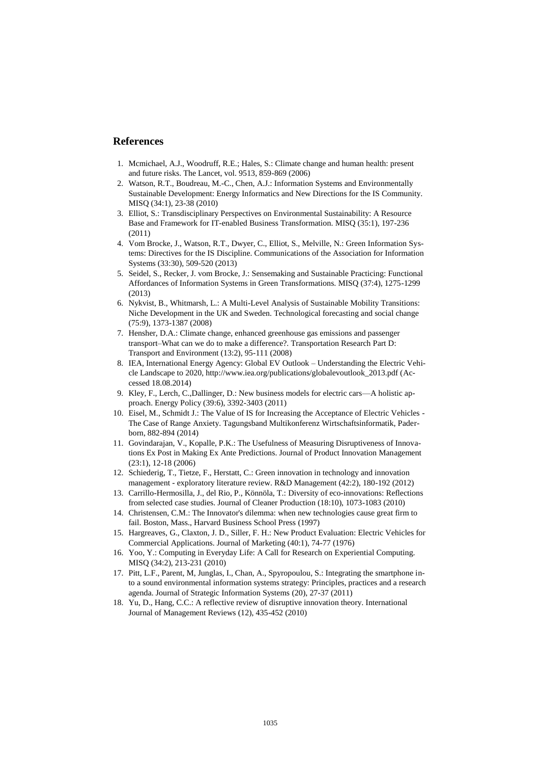## References

1. Mcmichael, A.J., Woodruff, R.E.; Hales, S.: Climate change and human health: present and future risks. The Lancet, vol. 9513, 859-869 (2006)
2. Watson, R.T., Boudreau, M.-C., Chen, A.J.: Information Systems and Environmentally Sustainable Development: Energy Informatics and New Directions for the IS Community. MISQ (34:1), 23-38 (2010)
3. Elliot, S.: Transdisciplinary Perspectives on Environmental Sustainability: A Resource Base and Framework for IT-enabled Business Transformation. MISQ (35:1), 197-236 (2011)
4. Vom Brocke, J., Watson, R.T., Dwyer, C., Elliot, S., Melville, N.: Green Information Systems: Directives for the IS Discipline. Communications of the Association for Information Systems (33:30), 509-520 (2013)
5. Seidel, S., Recker, J. vom Brocke, J.: Sensemaking and Sustainable Practicing: Functional Affordances of Information Systems in Green Transformations. MISQ (37:4), 1275-1299 (2013)
6. Nykvist, B., Whitmarsh, L.: A Multi-Level Analysis of Sustainable Mobility Transitions: Niche Development in the UK and Sweden. Technological forecasting and social change (75:9), 1373-1387 (2008)
7. Hensher, D.A.: Climate change, enhanced greenhouse gas emissions and passenger transport–What can we do to make a difference?. Transportation Research Part D: Transport and Environment (13:2), 95-111 (2008)
8. IEA, International Energy Agency: Global EV Outlook – Understanding the Electric Vehicle Landscape to 2020, http://www.iea.org/publications/globalevoutlook_2013.pdf (Accessed 18.08.2014)
9. Kley, F., Lerch, C.,Dallinger, D.: New business models for electric cars—A holistic approach. Energy Policy (39:6), 3392-3403 (2011)
10. Eisel, M., Schmidt J.: The Value of IS for Increasing the Acceptance of Electric Vehicles - The Case of Range Anxiety. Tagungsband Multikonferenz Wirtschaftsinformatik, Paderborn, 882-894 (2014)
11. Govindarajan, V., Kopalle, P.K.: The Usefulness of Measuring Disruptiveness of Innovations Ex Post in Making Ex Ante Predictions. Journal of Product Innovation Management (23:1), 12-18 (2006)
12. Schiederig, T., Tietze, F., Herstatt, C.: Green innovation in technology and innovation management - exploratory literature review. R&D Management (42:2), 180-192 (2012)
13. Carrillo-Hermosilla, J., del Rio, P., Könnöla, T.: Diversity of eco-innovations: Reflections from selected case studies. Journal of Cleaner Production (18:10), 1073-1083 (2010)
14. Christensen, C.M.: The Innovator's dilemma: when new technologies cause great firm to fail. Boston, Mass., Harvard Business School Press (1997)
15. Hargreaves, G., Claxton, J. D., Siller, F. H.: New Product Evaluation: Electric Vehicles for Commercial Applications. Journal of Marketing (40:1), 74-77 (1976)
16. Yoo, Y.: Computing in Everyday Life: A Call for Research on Experiential Computing. MISQ (34:2), 213-231 (2010)
17. Pitt, L.F., Parent, M, Junglas, I., Chan, A., Spyropoulou, S.: Integrating the smartphone into a sound environmental information systems strategy: Principles, practices and a research agenda. Journal of Strategic Information Systems (20), 27-37 (2011)
18. Yu, D., Hang, C.C.: A reflective review of disruptive innovation theory. International Journal of Management Reviews (12), 435-452 (2010)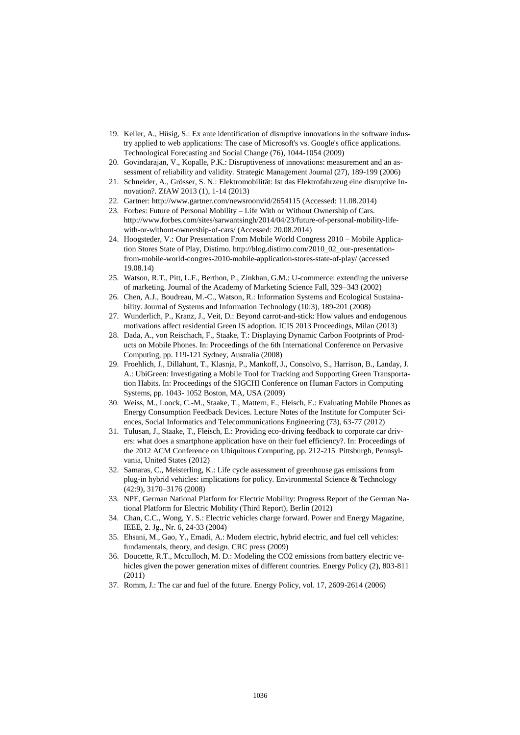19. Keller, A., Hüsig, S.: Ex ante identification of disruptive innovations in the software industry applied to web applications: The case of Microsoft's vs. Google's office applications. Technological Forecasting and Social Change (76), 1044-1054 (2009)
20. Govindarajan, V., Kopalle, P.K.: Disruptiveness of innovations: measurement and an assessment of reliability and validity. Strategic Management Journal (27), 189-199 (2006)
21. Schneider, A., Grösser, S. N.: Elektromobilität: Ist das Elektrofahrzeug eine disruptive Innovation?. ZfAW 2013 (1), 1-14 (2013)
22. Gartner: http://www.gartner.com/newsroom/id/2654115 (Accessed: 11.08.2014)
23. Forbes: Future of Personal Mobility – Life With or Without Ownership of Cars. http://www.forbes.com/sites/sarwantsingh/2014/04/23/future-of-personal-mobility-life-with-or-without-ownership-of-cars/ (Accessed: 20.08.2014)
24. Hoogsteder, V.: Our Presentation From Mobile World Congress 2010 – Mobile Application Stores State of Play, Distimo. http://blog.distimo.com/2010_02_our-presentation-from-mobile-world-congres-2010-mobile-application-stores-state-of-play/ (accessed 19.08.14)
25. Watson, R.T., Pitt, L.F., Berthon, P., Zinkhan, G.M.: U-commerce: extending the universe of marketing. Journal of the Academy of Marketing Science Fall, 329–343 (2002)
26. Chen, A.J., Boudreau, M.-C., Watson, R.: Information Systems and Ecological Sustainability. Journal of Systems and Information Technology (10:3), 189-201 (2008)
27. Wunderlich, P., Kranz, J., Veit, D.: Beyond carrot-and-stick: How values and endogenous motivations affect residential Green IS adoption. ICIS 2013 Proceedings, Milan (2013)
28. Dada, A., von Reischach, F., Staake, T.: Displaying Dynamic Carbon Footprints of Products on Mobile Phones. In: Proceedings of the 6th International Conference on Pervasive Computing, pp. 119-121 Sydney, Australia (2008)
29. Froehlich, J., Dillahunt, T., Klasnja, P., Mankoff, J., Consolvo, S., Harrison, B., Landay, J. A.: UbiGreen: Investigating a Mobile Tool for Tracking and Supporting Green Transportation Habits. In: Proceedings of the SIGCHI Conference on Human Factors in Computing Systems, pp. 1043- 1052 Boston, MA, USA (2009)
30. Weiss, M., Loock, C.-M., Staake, T., Mattern, F., Fleisch, E.: Evaluating Mobile Phones as Energy Consumption Feedback Devices. Lecture Notes of the Institute for Computer Sciences, Social Informatics and Telecommunications Engineering (73), 63-77 (2012)
31. Tulusan, J., Staake, T., Fleisch, E.: Providing eco-driving feedback to corporate car drivers: what does a smartphone application have on their fuel efficiency?. In: Proceedings of the 2012 ACM Conference on Ubiquitous Computing, pp. 212-215 Pittsburgh, Pennsylvania, United States (2012)
32. Samaras, C., Meisterling, K.: Life cycle assessment of greenhouse gas emissions from plug-in hybrid vehicles: implications for policy. Environmental Science & Technology (42:9), 3170–3176 (2008)
33. NPE, German National Platform for Electric Mobility: Progress Report of the German National Platform for Electric Mobility (Third Report), Berlin (2012)
34. Chan, C.C., Wong, Y. S.: Electric vehicles charge forward. Power and Energy Magazine, IEEE, 2. Jg., Nr. 6, 24-33 (2004)
35. Ehsani, M., Gao, Y., Emadi, A.: Modern electric, hybrid electric, and fuel cell vehicles: fundamentals, theory, and design. CRC press (2009)
36. Doucette, R.T., Mcculloch, M. D.: Modeling the CO2 emissions from battery electric vehicles given the power generation mixes of different countries. Energy Policy (2), 803-811 (2011)
37. Romm, J.: The car and fuel of the future. Energy Policy, vol. 17, 2609-2614 (2006)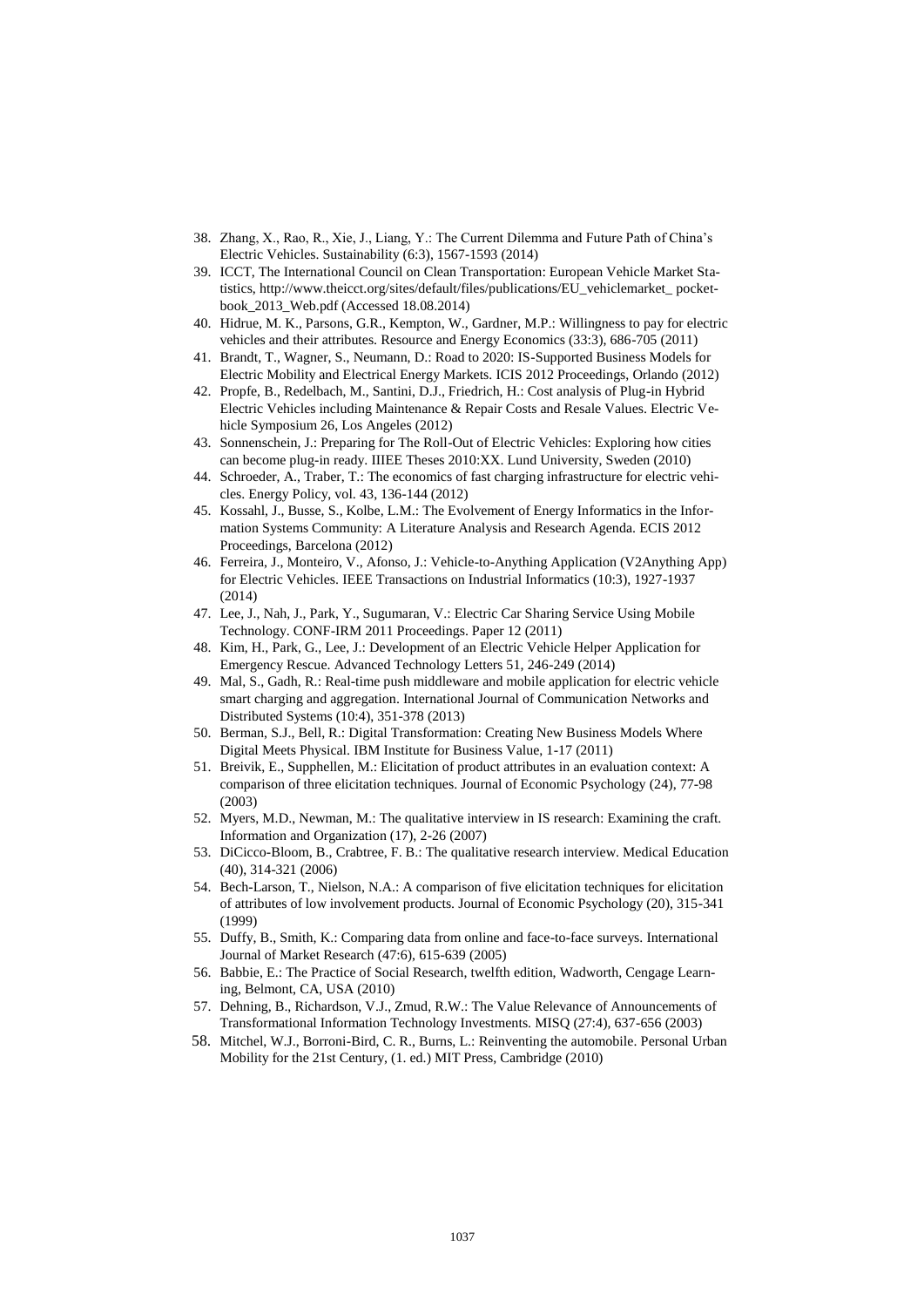38. Zhang, X., Rao, R., Xie, J., Liang, Y.: The Current Dilemma and Future Path of China's Electric Vehicles. Sustainability (6:3), 1567-1593 (2014)
39. ICCT, The International Council on Clean Transportation: European Vehicle Market Statistics, http://www.theicct.org/sites/default/files/publications/EU_vehiclemarket_ pocketbook_2013_Web.pdf (Accessed 18.08.2014)
40. Hidrue, M. K., Parsons, G.R., Kempton, W., Gardner, M.P.: Willingness to pay for electric vehicles and their attributes. Resource and Energy Economics (33:3), 686-705 (2011)
41. Brandt, T., Wagner, S., Neumann, D.: Road to 2020: IS-Supported Business Models for Electric Mobility and Electrical Energy Markets. ICIS 2012 Proceedings, Orlando (2012)
42. Propfe, B., Redelbach, M., Santini, D.J., Friedrich, H.: Cost analysis of Plug-in Hybrid Electric Vehicles including Maintenance & Repair Costs and Resale Values. Electric Vehicle Symposium 26, Los Angeles (2012)
43. Sonnenschein, J.: Preparing for The Roll-Out of Electric Vehicles: Exploring how cities can become plug-in ready. IIIEE Theses 2010:XX. Lund University, Sweden (2010)
44. Schroeder, A., Traber, T.: The economics of fast charging infrastructure for electric vehicles. Energy Policy, vol. 43, 136-144 (2012)
45. Kossahl, J., Busse, S., Kolbe, L.M.: The Evolvement of Energy Informatics in the Information Systems Community: A Literature Analysis and Research Agenda. ECIS 2012 Proceedings, Barcelona (2012)
46. Ferreira, J., Monteiro, V., Afonso, J.: Vehicle-to-Anything Application (V2Anything App) for Electric Vehicles. IEEE Transactions on Industrial Informatics (10:3), 1927-1937 (2014)
47. Lee, J., Nah, J., Park, Y., Sugumaran, V.: Electric Car Sharing Service Using Mobile Technology. CONF-IRM 2011 Proceedings. Paper 12 (2011)
48. Kim, H., Park, G., Lee, J.: Development of an Electric Vehicle Helper Application for Emergency Rescue. Advanced Technology Letters 51, 246-249 (2014)
49. Mal, S., Gadh, R.: Real-time push middleware and mobile application for electric vehicle smart charging and aggregation. International Journal of Communication Networks and Distributed Systems (10:4), 351-378 (2013)
50. Berman, S.J., Bell, R.: Digital Transformation: Creating New Business Models Where Digital Meets Physical. IBM Institute for Business Value, 1-17 (2011)
51. Breivik, E., Supphellen, M.: Elicitation of product attributes in an evaluation context: A comparison of three elicitation techniques. Journal of Economic Psychology (24), 77-98 (2003)
52. Myers, M.D., Newman, M.: The qualitative interview in IS research: Examining the craft. Information and Organization (17), 2-26 (2007)
53. DiCicco-Bloom, B., Crabtree, F. B.: The qualitative research interview. Medical Education (40), 314-321 (2006)
54. Bech-Larson, T., Nielson, N.A.: A comparison of five elicitation techniques for elicitation of attributes of low involvement products. Journal of Economic Psychology (20), 315-341 (1999)
55. Duffy, B., Smith, K.: Comparing data from online and face-to-face surveys. International Journal of Market Research (47:6), 615-639 (2005)
56. Babbie, E.: The Practice of Social Research, twelfth edition, Wadworth, Cengage Learning, Belmont, CA, USA (2010)
57. Dehning, B., Richardson, V.J., Zmud, R.W.: The Value Relevance of Announcements of Transformational Information Technology Investments. MISQ (27:4), 637-656 (2003)
58. Mitchel, W.J., Borroni-Bird, C. R., Burns, L.: Reinventing the automobile. Personal Urban Mobility for the 21st Century, (1. ed.) MIT Press, Cambridge (2010)